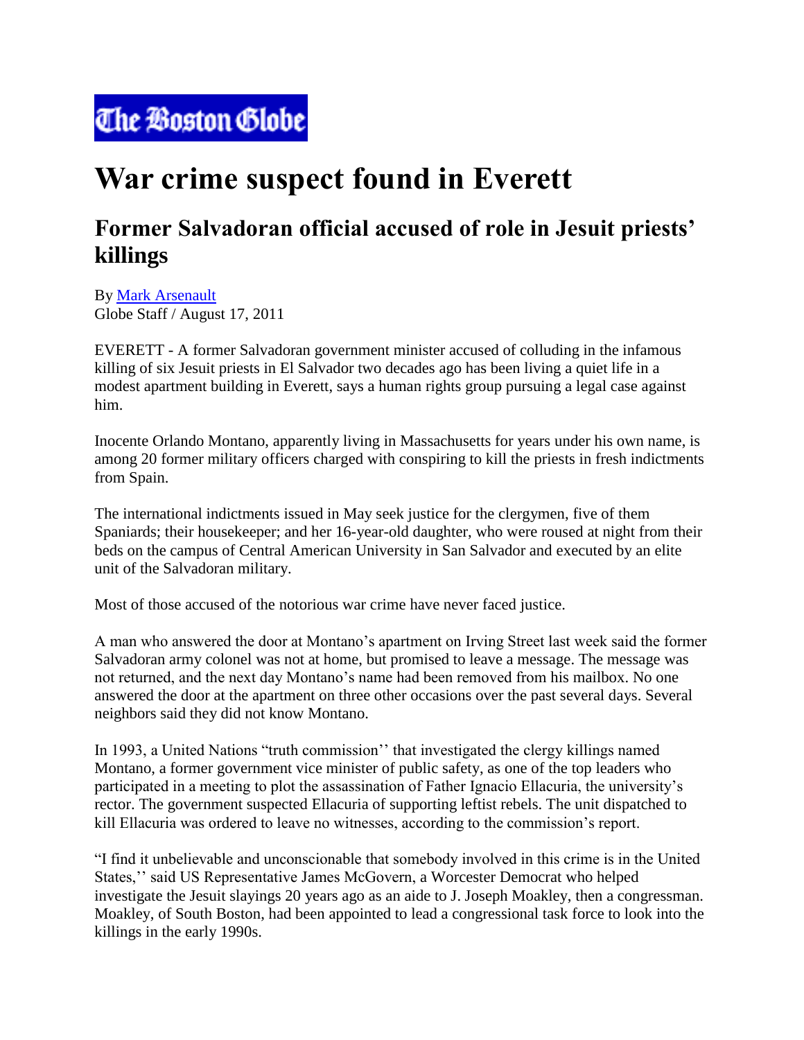The Boston Globe

# War crime suspect found in Everett

## Former Salvadoran official accused of role in Jesuit priests' killings

By Mark Arsenault
Globe Staff / August 17, 2011

EVERETT - A former Salvadoran government minister accused of colluding in the infamous killing of six Jesuit priests in El Salvador two decades ago has been living a quiet life in a modest apartment building in Everett, says a human rights group pursuing a legal case against him.

Inocente Orlando Montano, apparently living in Massachusetts for years under his own name, is among 20 former military officers charged with conspiring to kill the priests in fresh indictments from Spain.

The international indictments issued in May seek justice for the clergymen, five of them Spaniards; their housekeeper; and her 16-year-old daughter, who were roused at night from their beds on the campus of Central American University in San Salvador and executed by an elite unit of the Salvadoran military.

Most of those accused of the notorious war crime have never faced justice.

A man who answered the door at Montano's apartment on Irving Street last week said the former Salvadoran army colonel was not at home, but promised to leave a message. The message was not returned, and the next day Montano's name had been removed from his mailbox. No one answered the door at the apartment on three other occasions over the past several days. Several neighbors said they did not know Montano.

In 1993, a United Nations "truth commission'' that investigated the clergy killings named Montano, a former government vice minister of public safety, as one of the top leaders who participated in a meeting to plot the assassination of Father Ignacio Ellacuria, the university's rector. The government suspected Ellacuria of supporting leftist rebels. The unit dispatched to kill Ellacuria was ordered to leave no witnesses, according to the commission's report.

"I find it unbelievable and unconscionable that somebody involved in this crime is in the United States,'' said US Representative James McGovern, a Worcester Democrat who helped investigate the Jesuit slayings 20 years ago as an aide to J. Joseph Moakley, then a congressman. Moakley, of South Boston, had been appointed to lead a congressional task force to look into the killings in the early 1990s.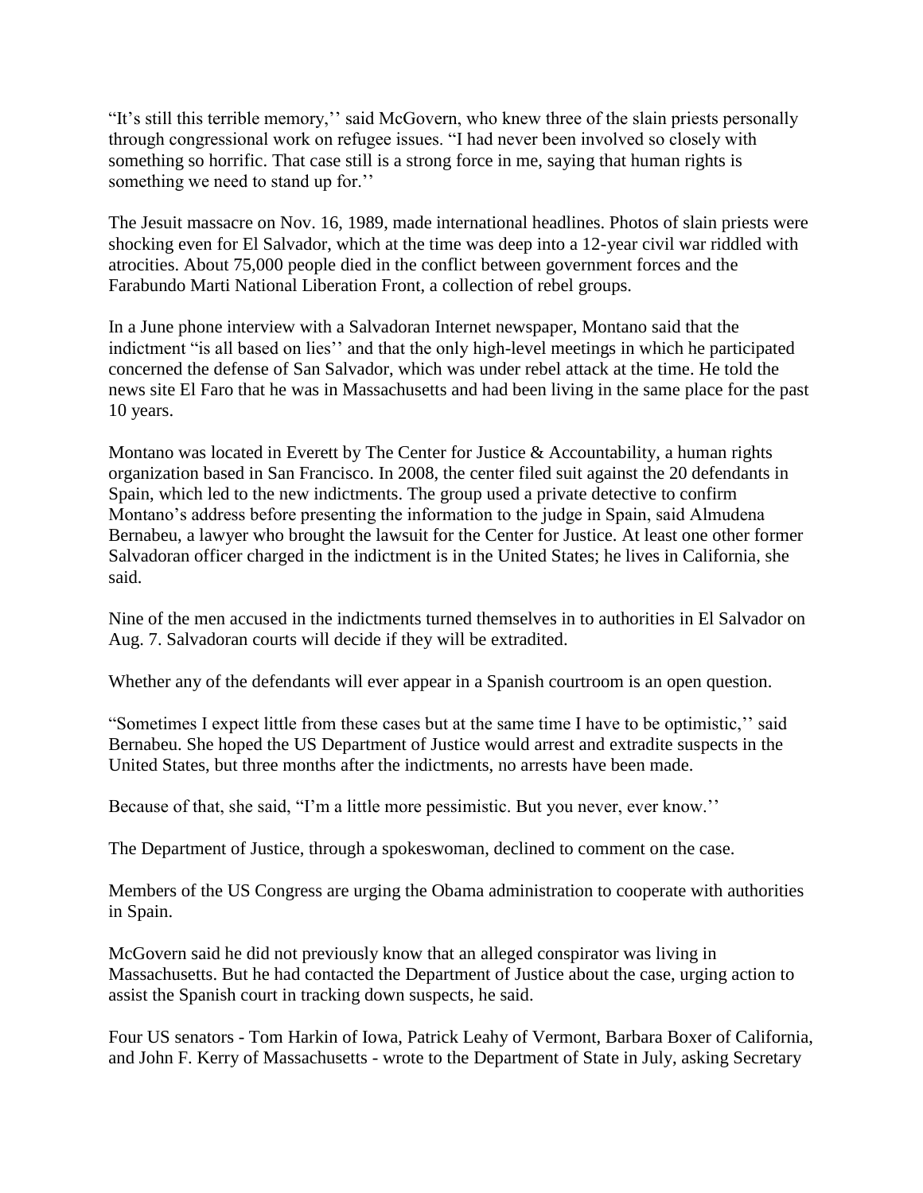"It's still this terrible memory,'' said McGovern, who knew three of the slain priests personally through congressional work on refugee issues. "I had never been involved so closely with something so horrific. That case still is a strong force in me, saying that human rights is something we need to stand up for.''

The Jesuit massacre on Nov. 16, 1989, made international headlines. Photos of slain priests were shocking even for El Salvador, which at the time was deep into a 12-year civil war riddled with atrocities. About 75,000 people died in the conflict between government forces and the Farabundo Marti National Liberation Front, a collection of rebel groups.

In a June phone interview with a Salvadoran Internet newspaper, Montano said that the indictment "is all based on lies'' and that the only high-level meetings in which he participated concerned the defense of San Salvador, which was under rebel attack at the time. He told the news site El Faro that he was in Massachusetts and had been living in the same place for the past 10 years.

Montano was located in Everett by The Center for Justice & Accountability, a human rights organization based in San Francisco. In 2008, the center filed suit against the 20 defendants in Spain, which led to the new indictments. The group used a private detective to confirm Montano's address before presenting the information to the judge in Spain, said Almudena Bernabeu, a lawyer who brought the lawsuit for the Center for Justice. At least one other former Salvadoran officer charged in the indictment is in the United States; he lives in California, she said.

Nine of the men accused in the indictments turned themselves in to authorities in El Salvador on Aug. 7. Salvadoran courts will decide if they will be extradited.

Whether any of the defendants will ever appear in a Spanish courtroom is an open question.

"Sometimes I expect little from these cases but at the same time I have to be optimistic,'' said Bernabeu. She hoped the US Department of Justice would arrest and extradite suspects in the United States, but three months after the indictments, no arrests have been made.

Because of that, she said, "I'm a little more pessimistic. But you never, ever know.''

The Department of Justice, through a spokeswoman, declined to comment on the case.

Members of the US Congress are urging the Obama administration to cooperate with authorities in Spain.

McGovern said he did not previously know that an alleged conspirator was living in Massachusetts. But he had contacted the Department of Justice about the case, urging action to assist the Spanish court in tracking down suspects, he said.

Four US senators - Tom Harkin of Iowa, Patrick Leahy of Vermont, Barbara Boxer of California, and John F. Kerry of Massachusetts - wrote to the Department of State in July, asking Secretary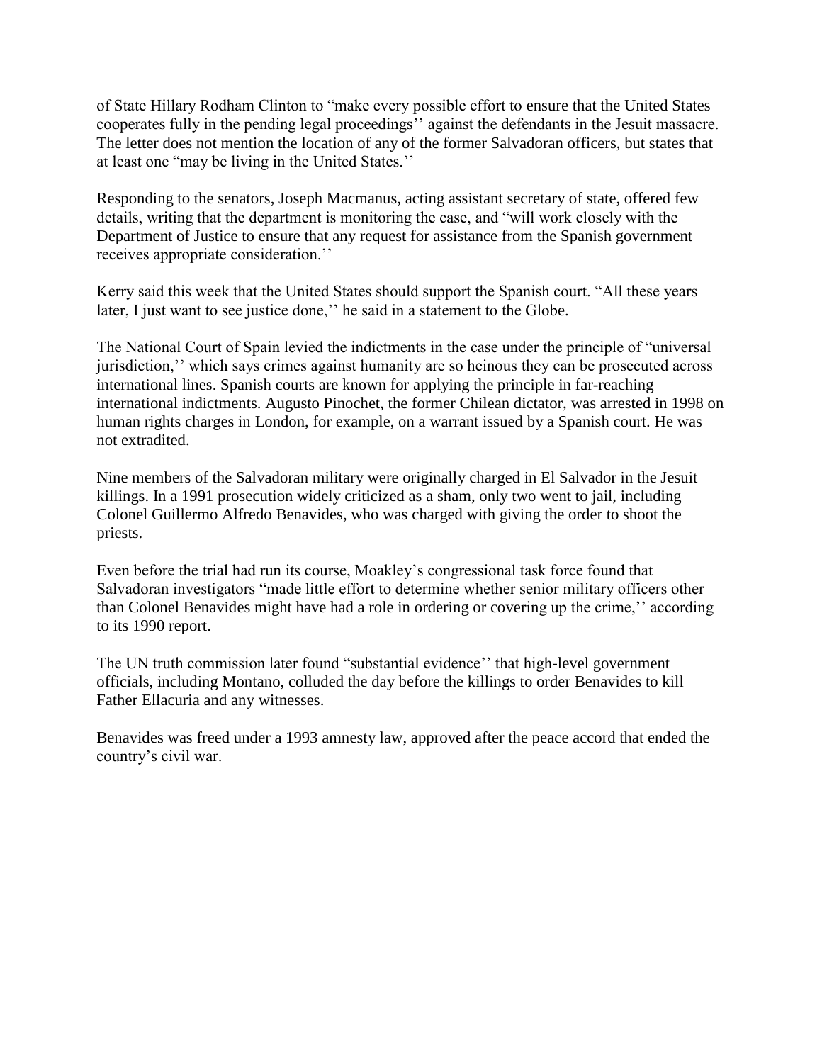of State Hillary Rodham Clinton to "make every possible effort to ensure that the United States cooperates fully in the pending legal proceedings'' against the defendants in the Jesuit massacre. The letter does not mention the location of any of the former Salvadoran officers, but states that at least one "may be living in the United States.''

Responding to the senators, Joseph Macmanus, acting assistant secretary of state, offered few details, writing that the department is monitoring the case, and "will work closely with the Department of Justice to ensure that any request for assistance from the Spanish government receives appropriate consideration.''

Kerry said this week that the United States should support the Spanish court. "All these years later, I just want to see justice done,'' he said in a statement to the Globe.

The National Court of Spain levied the indictments in the case under the principle of "universal jurisdiction,'' which says crimes against humanity are so heinous they can be prosecuted across international lines. Spanish courts are known for applying the principle in far-reaching international indictments. Augusto Pinochet, the former Chilean dictator, was arrested in 1998 on human rights charges in London, for example, on a warrant issued by a Spanish court. He was not extradited.

Nine members of the Salvadoran military were originally charged in El Salvador in the Jesuit killings. In a 1991 prosecution widely criticized as a sham, only two went to jail, including Colonel Guillermo Alfredo Benavides, who was charged with giving the order to shoot the priests.

Even before the trial had run its course, Moakley's congressional task force found that Salvadoran investigators "made little effort to determine whether senior military officers other than Colonel Benavides might have had a role in ordering or covering up the crime,'' according to its 1990 report.

The UN truth commission later found "substantial evidence'' that high-level government officials, including Montano, colluded the day before the killings to order Benavides to kill Father Ellacuria and any witnesses.

Benavides was freed under a 1993 amnesty law, approved after the peace accord that ended the country's civil war.